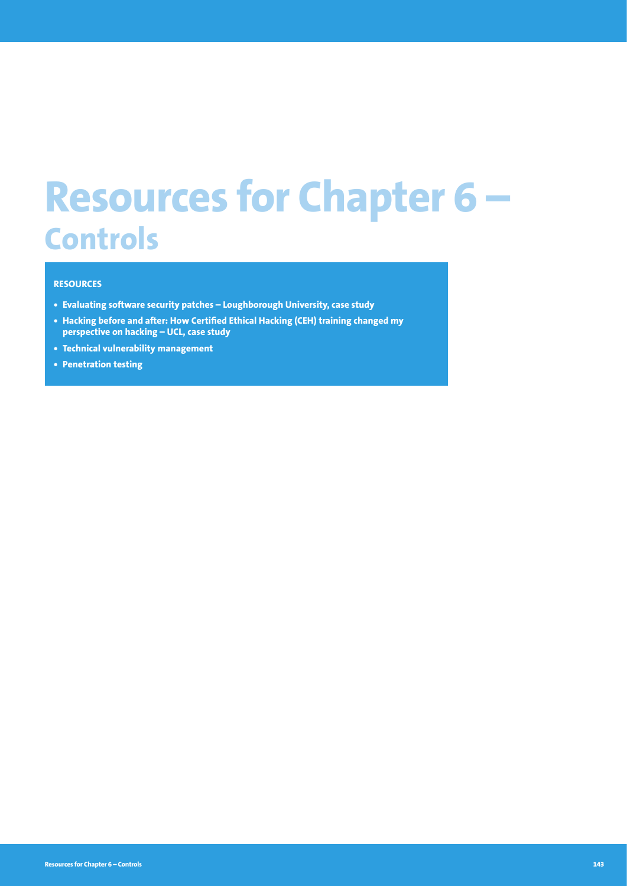# Resources for Chapter 6 – Controls

**RESOURCES**

- **Evaluating software security patches – Loughborough University, case study**
- **Hacking before and after: How Certified Ethical Hacking (CEH) training changed my perspective on hacking – UCL, case study**
- **Technical vulnerability management**
- **Penetration testing**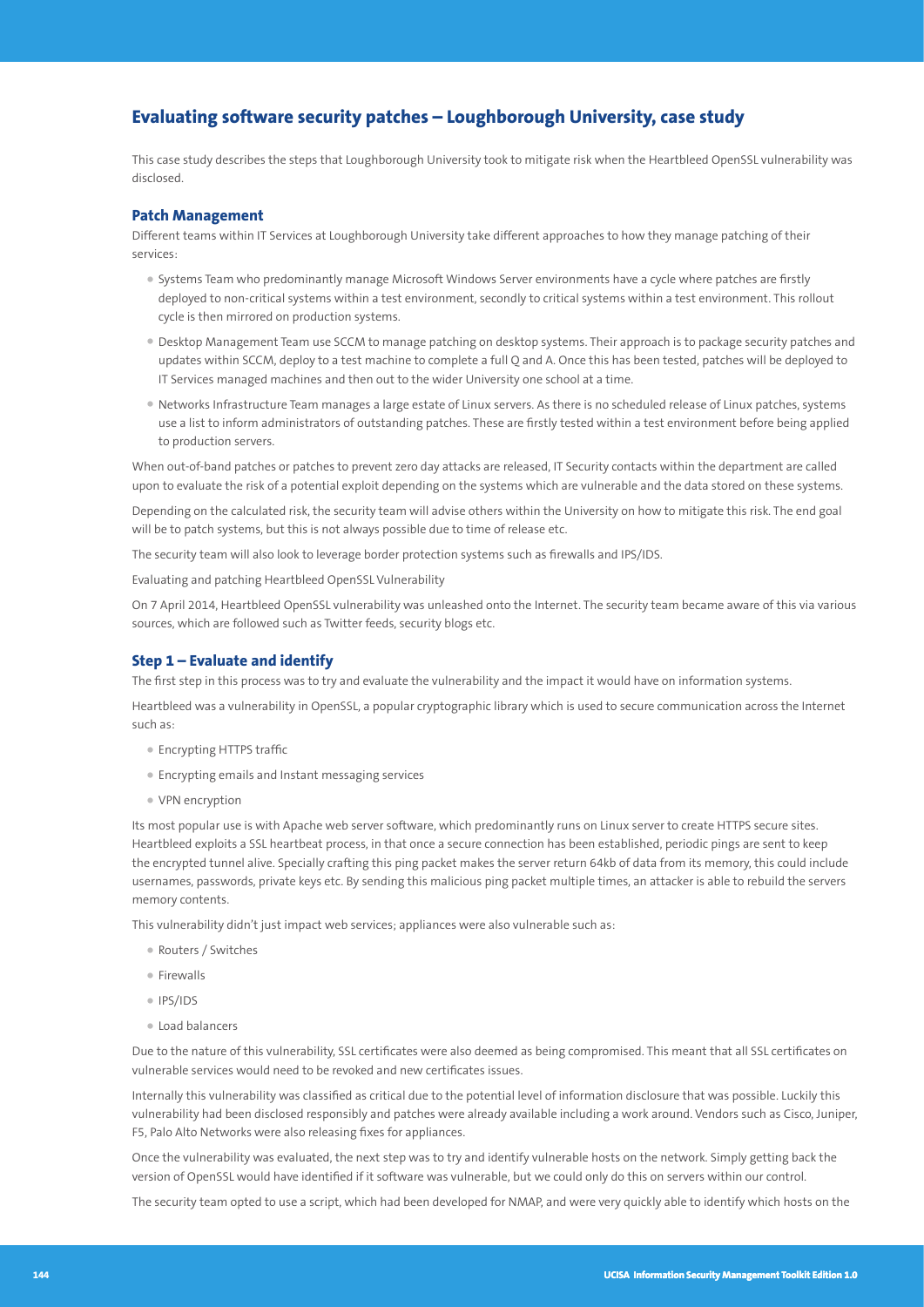## Evaluating software security patches – Loughborough University, case study

This case study describes the steps that Loughborough University took to mitigate risk when the Heartbleed OpenSSL vulnerability was disclosed.

### Patch Management

Different teams within IT Services at Loughborough University take different approaches to how they manage patching of their services:

- Systems Team who predominantly manage Microsoft Windows Server environments have a cycle where patches are firstly deployed to non-critical systems within a test environment, secondly to critical systems within a test environment. This rollout cycle is then mirrored on production systems.
- Desktop Management Team use SCCM to manage patching on desktop systems. Their approach is to package security patches and updates within SCCM, deploy to a test machine to complete a full Q and A. Once this has been tested, patches will be deployed to IT Services managed machines and then out to the wider University one school at a time.
- Networks Infrastructure Team manages a large estate of Linux servers. As there is no scheduled release of Linux patches, systems use a list to inform administrators of outstanding patches. These are firstly tested within a test environment before being applied to production servers.

When out-of-band patches or patches to prevent zero day attacks are released, IT Security contacts within the department are called upon to evaluate the risk of a potential exploit depending on the systems which are vulnerable and the data stored on these systems.

Depending on the calculated risk, the security team will advise others within the University on how to mitigate this risk. The end goal will be to patch systems, but this is not always possible due to time of release etc.

The security team will also look to leverage border protection systems such as firewalls and IPS/IDS.

Evaluating and patching Heartbleed OpenSSL Vulnerability

On 7 April 2014, Heartbleed OpenSSL vulnerability was unleashed onto the Internet. The security team became aware of this via various sources, which are followed such as Twitter feeds, security blogs etc.

### Step 1 – Evaluate and identify

The first step in this process was to try and evaluate the vulnerability and the impact it would have on information systems.

Heartbleed was a vulnerability in OpenSSL, a popular cryptographic library which is used to secure communication across the Internet such as:

- Encrypting HTTPS traffic
- Encrypting emails and Instant messaging services
- VPN encryption

Its most popular use is with Apache web server software, which predominantly runs on Linux server to create HTTPS secure sites. Heartbleed exploits a SSL heartbeat process, in that once a secure connection has been established, periodic pings are sent to keep the encrypted tunnel alive. Specially crafting this ping packet makes the server return 64kb of data from its memory, this could include usernames, passwords, private keys etc. By sending this malicious ping packet multiple times, an attacker is able to rebuild the servers memory contents.

This vulnerability didn't just impact web services; appliances were also vulnerable such as:

- Routers / Switches
- Firewalls
- IPS/IDS
- Load balancers

Due to the nature of this vulnerability, SSL certificates were also deemed as being compromised. This meant that all SSL certificates on vulnerable services would need to be revoked and new certificates issues.

Internally this vulnerability was classified as critical due to the potential level of information disclosure that was possible. Luckily this vulnerability had been disclosed responsibly and patches were already available including a work around. Vendors such as Cisco, Juniper, F5, Palo Alto Networks were also releasing fixes for appliances.

Once the vulnerability was evaluated, the next step was to try and identify vulnerable hosts on the network. Simply getting back the version of OpenSSL would have identified if it software was vulnerable, but we could only do this on servers within our control.

The security team opted to use a script, which had been developed for NMAP, and were very quickly able to identify which hosts on the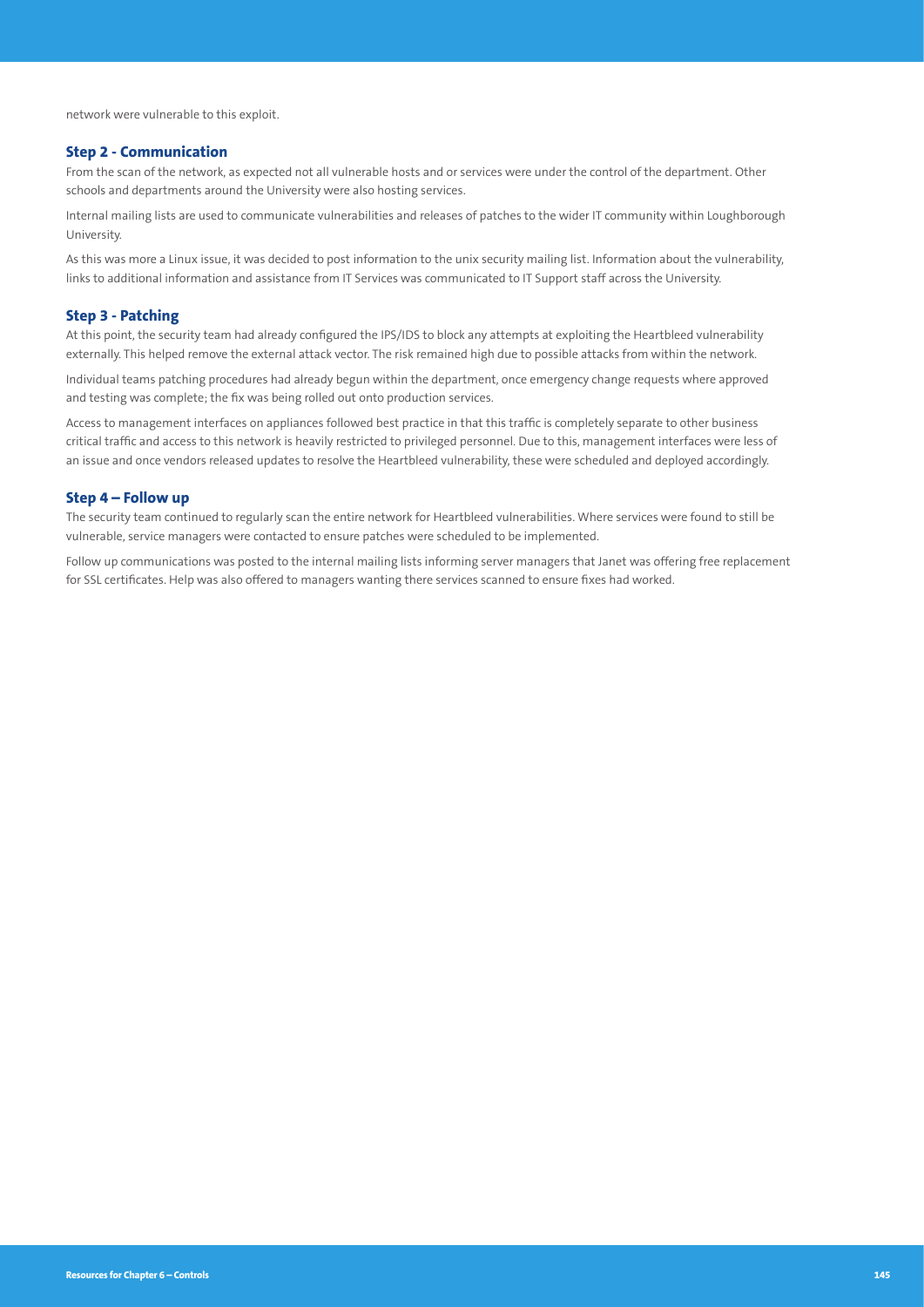network were vulnerable to this exploit.

### Step 2 - Communication

From the scan of the network, as expected not all vulnerable hosts and or services were under the control of the department. Other schools and departments around the University were also hosting services.

Internal mailing lists are used to communicate vulnerabilities and releases of patches to the wider IT community within Loughborough University.

As this was more a Linux issue, it was decided to post information to the unix security mailing list. Information about the vulnerability, links to additional information and assistance from IT Services was communicated to IT Support staff across the University.

### Step 3 - Patching

At this point, the security team had already configured the IPS/IDS to block any attempts at exploiting the Heartbleed vulnerability externally. This helped remove the external attack vector. The risk remained high due to possible attacks from within the network.

Individual teams patching procedures had already begun within the department, once emergency change requests where approved and testing was complete; the fix was being rolled out onto production services.

Access to management interfaces on appliances followed best practice in that this traffic is completely separate to other business critical traffic and access to this network is heavily restricted to privileged personnel. Due to this, management interfaces were less of an issue and once vendors released updates to resolve the Heartbleed vulnerability, these were scheduled and deployed accordingly.

### Step 4 – Follow up

The security team continued to regularly scan the entire network for Heartbleed vulnerabilities. Where services were found to still be vulnerable, service managers were contacted to ensure patches were scheduled to be implemented.

Follow up communications was posted to the internal mailing lists informing server managers that Janet was offering free replacement for SSL certificates. Help was also offered to managers wanting there services scanned to ensure fixes had worked.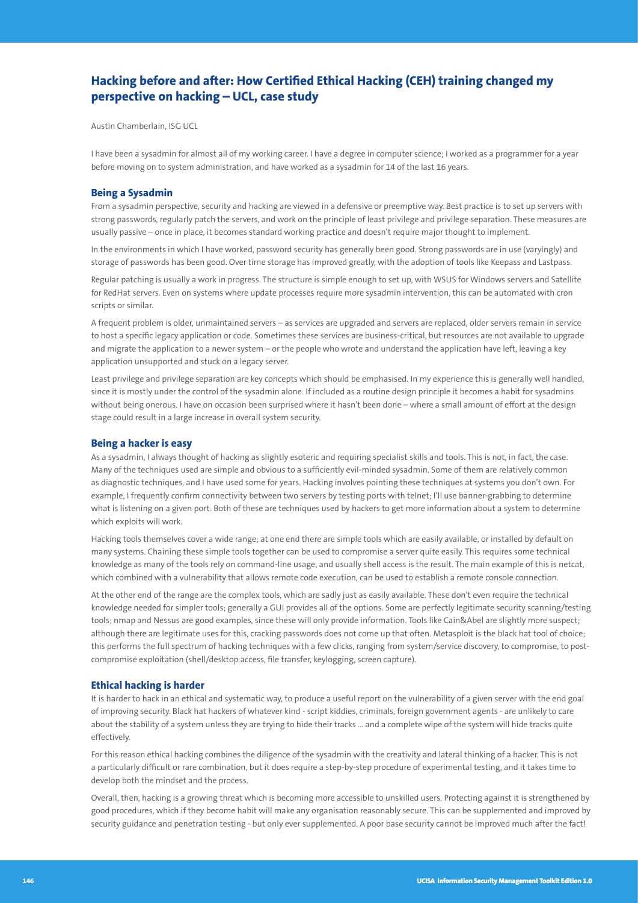## Hacking before and after: How Certified Ethical Hacking (CEH) training changed my perspective on hacking – UCL, case study

Austin Chamberlain, ISG UCL

I have been a sysadmin for almost all of my working career. I have a degree in computer science; I worked as a programmer for a year before moving on to system administration, and have worked as a sysadmin for 14 of the last 16 years.

### Being a Sysadmin

From a sysadmin perspective, security and hacking are viewed in a defensive or preemptive way. Best practice is to set up servers with strong passwords, regularly patch the servers, and work on the principle of least privilege and privilege separation. These measures are usually passive – once in place, it becomes standard working practice and doesn't require major thought to implement.

In the environments in which I have worked, password security has generally been good. Strong passwords are in use (varyingly) and storage of passwords has been good. Over time storage has improved greatly, with the adoption of tools like Keepass and Lastpass.

Regular patching is usually a work in progress. The structure is simple enough to set up, with WSUS for Windows servers and Satellite for RedHat servers. Even on systems where update processes require more sysadmin intervention, this can be automated with cron scripts or similar.

A frequent problem is older, unmaintained servers – as services are upgraded and servers are replaced, older servers remain in service to host a specific legacy application or code. Sometimes these services are business-critical, but resources are not available to upgrade and migrate the application to a newer system – or the people who wrote and understand the application have left, leaving a key application unsupported and stuck on a legacy server.

Least privilege and privilege separation are key concepts which should be emphasised. In my experience this is generally well handled, since it is mostly under the control of the sysadmin alone. If included as a routine design principle it becomes a habit for sysadmins without being onerous. I have on occasion been surprised where it hasn't been done – where a small amount of effort at the design stage could result in a large increase in overall system security.

### Being a hacker is easy

As a sysadmin, I always thought of hacking as slightly esoteric and requiring specialist skills and tools. This is not, in fact, the case. Many of the techniques used are simple and obvious to a sufficiently evil-minded sysadmin. Some of them are relatively common as diagnostic techniques, and I have used some for years. Hacking involves pointing these techniques at systems you don't own. For example, I frequently confirm connectivity between two servers by testing ports with telnet; I'll use banner-grabbing to determine what is listening on a given port. Both of these are techniques used by hackers to get more information about a system to determine which exploits will work.

Hacking tools themselves cover a wide range; at one end there are simple tools which are easily available, or installed by default on many systems. Chaining these simple tools together can be used to compromise a server quite easily. This requires some technical knowledge as many of the tools rely on command-line usage, and usually shell access is the result. The main example of this is netcat, which combined with a vulnerability that allows remote code execution, can be used to establish a remote console connection.

At the other end of the range are the complex tools, which are sadly just as easily available. These don't even require the technical knowledge needed for simpler tools; generally a GUI provides all of the options. Some are perfectly legitimate security scanning/testing tools; nmap and Nessus are good examples, since these will only provide information. Tools like Cain&Abel are slightly more suspect; although there are legitimate uses for this, cracking passwords does not come up that often. Metasploit is the black hat tool of choice; this performs the full spectrum of hacking techniques with a few clicks, ranging from system/service discovery, to compromise, to post-compromise exploitation (shell/desktop access, file transfer, keylogging, screen capture).

### Ethical hacking is harder

It is harder to hack in an ethical and systematic way, to produce a useful report on the vulnerability of a given server with the end goal of improving security. Black hat hackers of whatever kind - script kiddies, criminals, foreign government agents - are unlikely to care about the stability of a system unless they are trying to hide their tracks ... and a complete wipe of the system will hide tracks quite effectively.

For this reason ethical hacking combines the diligence of the sysadmin with the creativity and lateral thinking of a hacker. This is not a particularly difficult or rare combination, but it does require a step-by-step procedure of experimental testing, and it takes time to develop both the mindset and the process.

Overall, then, hacking is a growing threat which is becoming more accessible to unskilled users. Protecting against it is strengthened by good procedures, which if they become habit will make any organisation reasonably secure. This can be supplemented and improved by security guidance and penetration testing - but only ever supplemented. A poor base security cannot be improved much after the fact!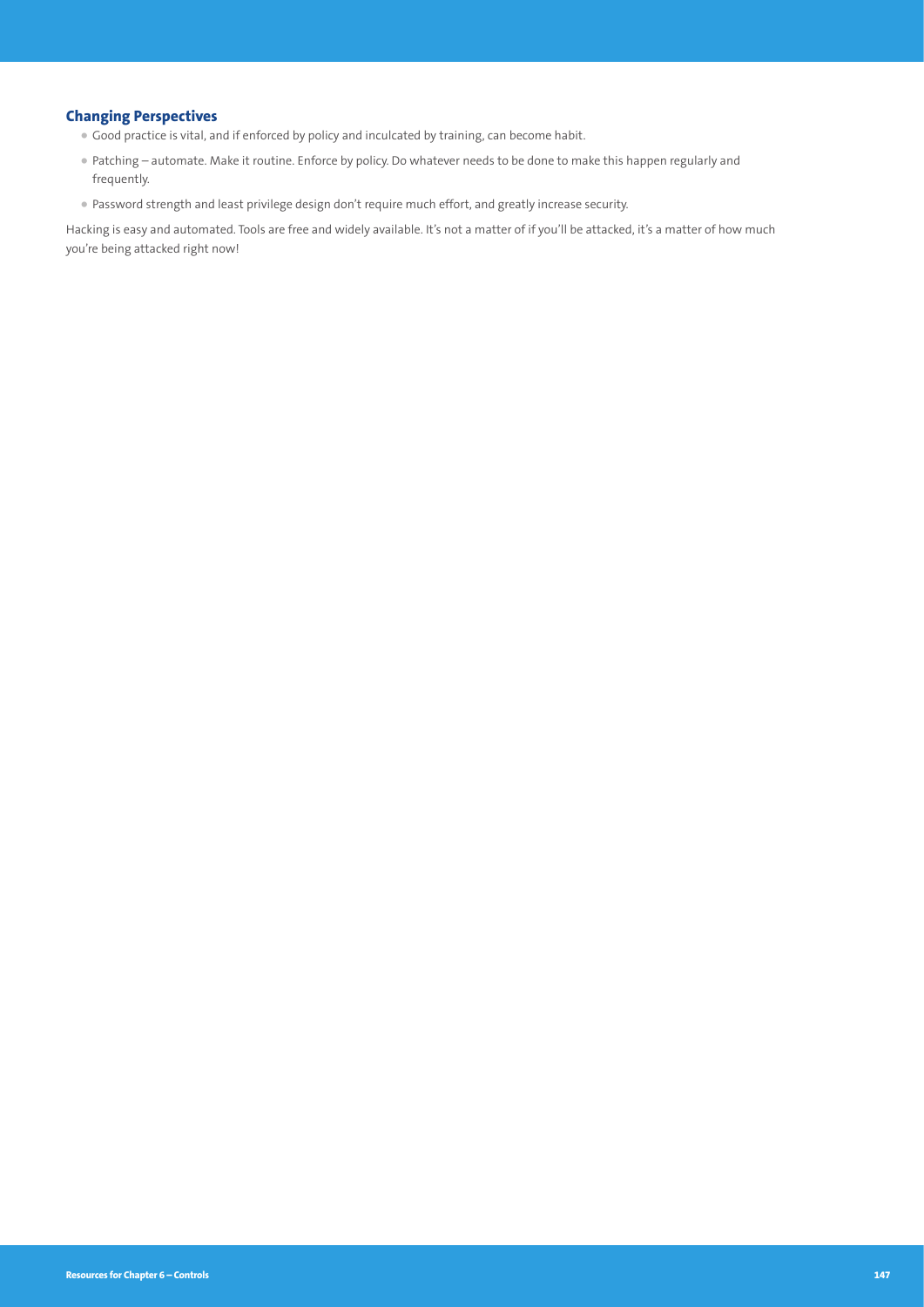### Changing Perspectives

- Good practice is vital, and if enforced by policy and inculcated by training, can become habit.
- Patching – automate. Make it routine. Enforce by policy. Do whatever needs to be done to make this happen regularly and frequently.
- Password strength and least privilege design don't require much effort, and greatly increase security.

Hacking is easy and automated. Tools are free and widely available. It's not a matter of if you'll be attacked, it's a matter of how much you're being attacked right now!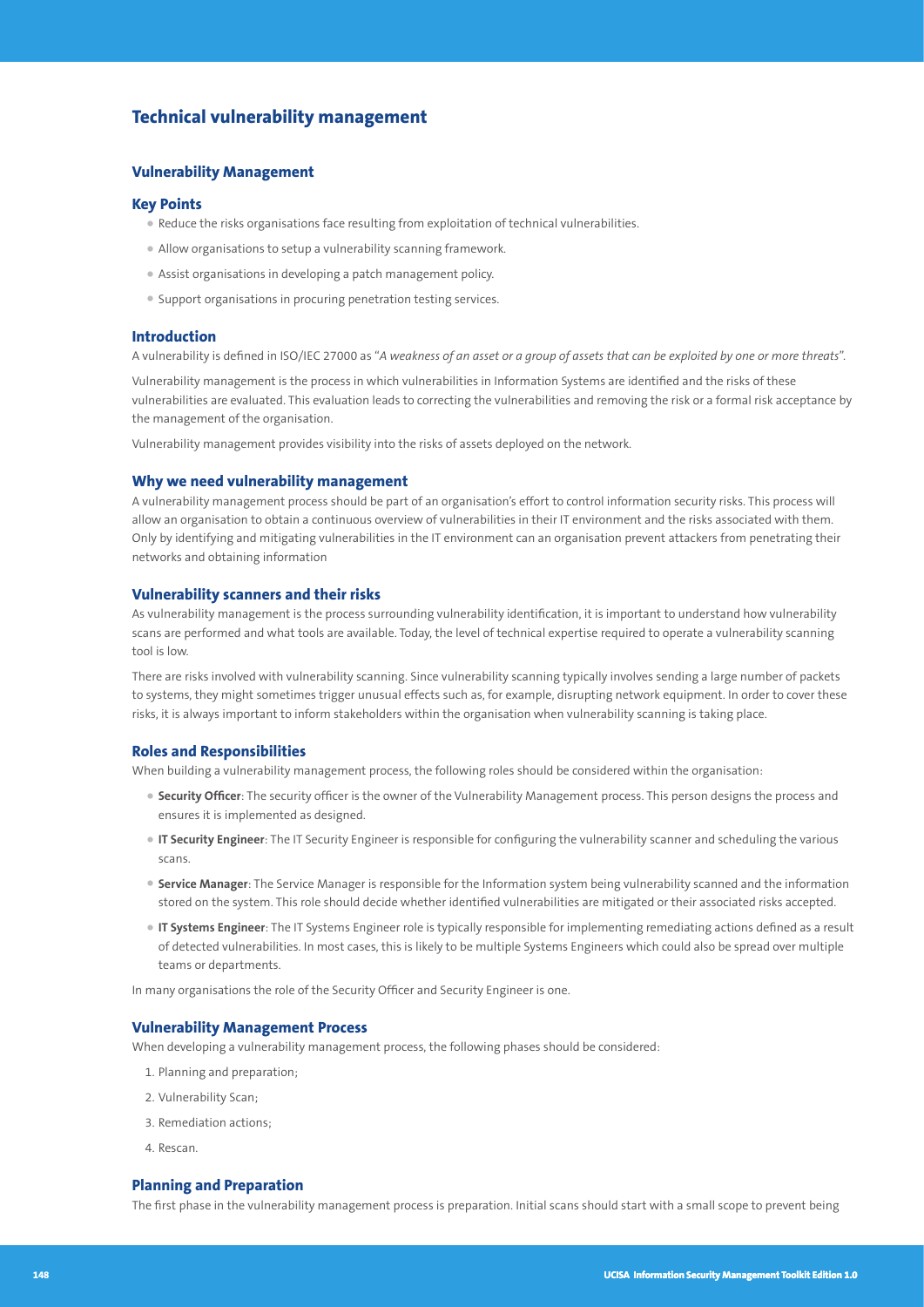# Technical vulnerability management

## Vulnerability Management

### Key Points

- Reduce the risks organisations face resulting from exploitation of technical vulnerabilities.
- Allow organisations to setup a vulnerability scanning framework.
- Assist organisations in developing a patch management policy.
- Support organisations in procuring penetration testing services.

### Introduction

A vulnerability is defined in ISO/IEC 27000 as "*A weakness of an asset or a group of assets that can be exploited by one or more threats*".

Vulnerability management is the process in which vulnerabilities in Information Systems are identified and the risks of these vulnerabilities are evaluated. This evaluation leads to correcting the vulnerabilities and removing the risk or a formal risk acceptance by the management of the organisation.

Vulnerability management provides visibility into the risks of assets deployed on the network.

### Why we need vulnerability management

A vulnerability management process should be part of an organisation's effort to control information security risks. This process will allow an organisation to obtain a continuous overview of vulnerabilities in their IT environment and the risks associated with them. Only by identifying and mitigating vulnerabilities in the IT environment can an organisation prevent attackers from penetrating their networks and obtaining information

### Vulnerability scanners and their risks

As vulnerability management is the process surrounding vulnerability identification, it is important to understand how vulnerability scans are performed and what tools are available. Today, the level of technical expertise required to operate a vulnerability scanning tool is low.

There are risks involved with vulnerability scanning. Since vulnerability scanning typically involves sending a large number of packets to systems, they might sometimes trigger unusual effects such as, for example, disrupting network equipment. In order to cover these risks, it is always important to inform stakeholders within the organisation when vulnerability scanning is taking place.

### Roles and Responsibilities

When building a vulnerability management process, the following roles should be considered within the organisation:

- **Security Officer**: The security officer is the owner of the Vulnerability Management process. This person designs the process and ensures it is implemented as designed.
- **IT Security Engineer**: The IT Security Engineer is responsible for configuring the vulnerability scanner and scheduling the various scans.
- **Service Manager**: The Service Manager is responsible for the Information system being vulnerability scanned and the information stored on the system. This role should decide whether identified vulnerabilities are mitigated or their associated risks accepted.
- **IT Systems Engineer**: The IT Systems Engineer role is typically responsible for implementing remediating actions defined as a result of detected vulnerabilities. In most cases, this is likely to be multiple Systems Engineers which could also be spread over multiple teams or departments.

In many organisations the role of the Security Officer and Security Engineer is one.

### Vulnerability Management Process

When developing a vulnerability management process, the following phases should be considered:

1. Planning and preparation;
2. Vulnerability Scan;
3. Remediation actions;
4. Rescan.

### Planning and Preparation

The first phase in the vulnerability management process is preparation. Initial scans should start with a small scope to prevent being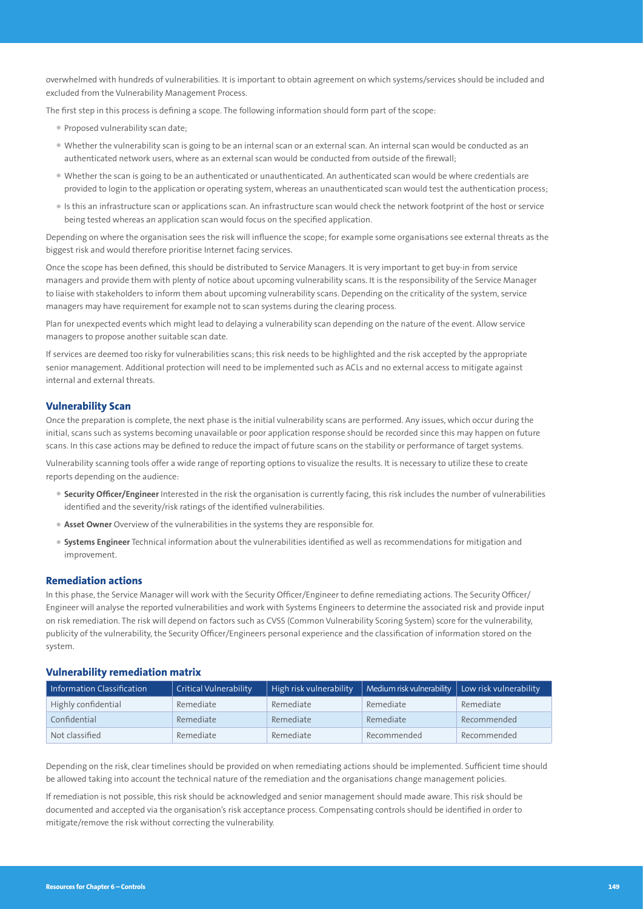overwhelmed with hundreds of vulnerabilities. It is important to obtain agreement on which systems/services should be included and excluded from the Vulnerability Management Process.

The first step in this process is defining a scope. The following information should form part of the scope:

- Proposed vulnerability scan date;
- Whether the vulnerability scan is going to be an internal scan or an external scan. An internal scan would be conducted as an authenticated network users, where as an external scan would be conducted from outside of the firewall;
- Whether the scan is going to be an authenticated or unauthenticated. An authenticated scan would be where credentials are provided to login to the application or operating system, whereas an unauthenticated scan would test the authentication process;
- Is this an infrastructure scan or applications scan. An infrastructure scan would check the network footprint of the host or service being tested whereas an application scan would focus on the specified application.

Depending on where the organisation sees the risk will influence the scope; for example some organisations see external threats as the biggest risk and would therefore prioritise Internet facing services.

Once the scope has been defined, this should be distributed to Service Managers. It is very important to get buy-in from service managers and provide them with plenty of notice about upcoming vulnerability scans. It is the responsibility of the Service Manager to liaise with stakeholders to inform them about upcoming vulnerability scans. Depending on the criticality of the system, service managers may have requirement for example not to scan systems during the clearing process.

Plan for unexpected events which might lead to delaying a vulnerability scan depending on the nature of the event. Allow service managers to propose another suitable scan date.

If services are deemed too risky for vulnerabilities scans; this risk needs to be highlighted and the risk accepted by the appropriate senior management. Additional protection will need to be implemented such as ACLs and no external access to mitigate against internal and external threats.

### Vulnerability Scan

Once the preparation is complete, the next phase is the initial vulnerability scans are performed. Any issues, which occur during the initial, scans such as systems becoming unavailable or poor application response should be recorded since this may happen on future scans. In this case actions may be defined to reduce the impact of future scans on the stability or performance of target systems.

Vulnerability scanning tools offer a wide range of reporting options to visualize the results. It is necessary to utilize these to create reports depending on the audience:

- **Security Officer/Engineer** Interested in the risk the organisation is currently facing, this risk includes the number of vulnerabilities identified and the severity/risk ratings of the identified vulnerabilities.
- **Asset Owner** Overview of the vulnerabilities in the systems they are responsible for.
- **Systems Engineer** Technical information about the vulnerabilities identified as well as recommendations for mitigation and improvement.

### Remediation actions

In this phase, the Service Manager will work with the Security Officer/Engineer to define remediating actions. The Security Officer/Engineer will analyse the reported vulnerabilities and work with Systems Engineers to determine the associated risk and provide input on risk remediation. The risk will depend on factors such as CVSS (Common Vulnerability Scoring System) score for the vulnerability, publicity of the vulnerability, the Security Officer/Engineers personal experience and the classification of information stored on the system.

### Vulnerability remediation matrix

| Information Classification | Critical Vulnerability | High risk vulnerability | Medium risk vulnerability | Low risk vulnerability |
|---|---|---|---|---|
| Highly confidential | Remediate | Remediate | Remediate | Remediate |
| Confidential | Remediate | Remediate | Remediate | Recommended |
| Not classified | Remediate | Remediate | Recommended | Recommended |

Depending on the risk, clear timelines should be provided on when remediating actions should be implemented. Sufficient time should be allowed taking into account the technical nature of the remediation and the organisations change management policies.

If remediation is not possible, this risk should be acknowledged and senior management should made aware. This risk should be documented and accepted via the organisation's risk acceptance process. Compensating controls should be identified in order to mitigate/remove the risk without correcting the vulnerability.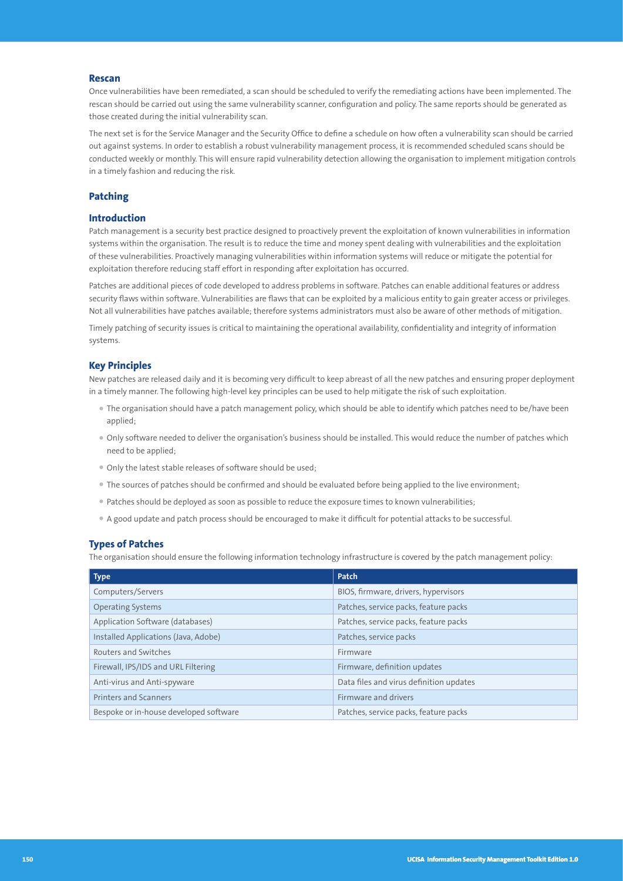### Rescan

Once vulnerabilities have been remediated, a scan should be scheduled to verify the remediating actions have been implemented. The rescan should be carried out using the same vulnerability scanner, configuration and policy. The same reports should be generated as those created during the initial vulnerability scan.

The next set is for the Service Manager and the Security Office to define a schedule on how often a vulnerability scan should be carried out against systems. In order to establish a robust vulnerability management process, it is recommended scheduled scans should be conducted weekly or monthly. This will ensure rapid vulnerability detection allowing the organisation to implement mitigation controls in a timely fashion and reducing the risk.

## Patching

### Introduction

Patch management is a security best practice designed to proactively prevent the exploitation of known vulnerabilities in information systems within the organisation. The result is to reduce the time and money spent dealing with vulnerabilities and the exploitation of these vulnerabilities. Proactively managing vulnerabilities within information systems will reduce or mitigate the potential for exploitation therefore reducing staff effort in responding after exploitation has occurred.

Patches are additional pieces of code developed to address problems in software. Patches can enable additional features or address security flaws within software. Vulnerabilities are flaws that can be exploited by a malicious entity to gain greater access or privileges. Not all vulnerabilities have patches available; therefore systems administrators must also be aware of other methods of mitigation.

Timely patching of security issues is critical to maintaining the operational availability, confidentiality and integrity of information systems.

### Key Principles

New patches are released daily and it is becoming very difficult to keep abreast of all the new patches and ensuring proper deployment in a timely manner. The following high-level key principles can be used to help mitigate the risk of such exploitation.

- The organisation should have a patch management policy, which should be able to identify which patches need to be/have been applied;
- Only software needed to deliver the organisation's business should be installed. This would reduce the number of patches which need to be applied;
- Only the latest stable releases of software should be used;
- The sources of patches should be confirmed and should be evaluated before being applied to the live environment;
- Patches should be deployed as soon as possible to reduce the exposure times to known vulnerabilities;
- A good update and patch process should be encouraged to make it difficult for potential attacks to be successful.

### Types of Patches

The organisation should ensure the following information technology infrastructure is covered by the patch management policy:

| Type | Patch |
|---|---|
| Computers/Servers | BIOS, firmware, drivers, hypervisors |
| Operating Systems | Patches, service packs, feature packs |
| Application Software (databases) | Patches, service packs, feature packs |
| Installed Applications (Java, Adobe) | Patches, service packs |
| Routers and Switches | Firmware |
| Firewall, IPS/IDS and URL Filtering | Firmware, definition updates |
| Anti-virus and Anti-spyware | Data files and virus definition updates |
| Printers and Scanners | Firmware and drivers |
| Bespoke or in-house developed software | Patches, service packs, feature packs |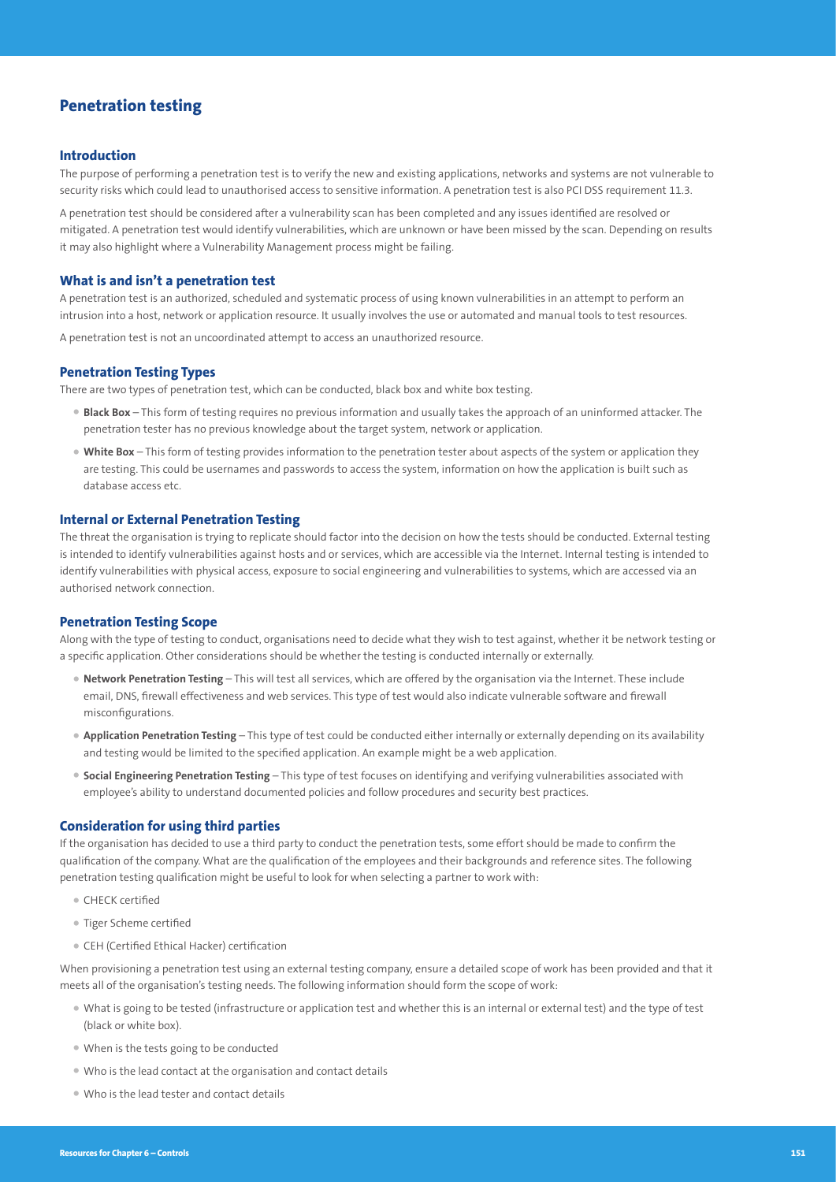## Penetration testing

### Introduction

The purpose of performing a penetration test is to verify the new and existing applications, networks and systems are not vulnerable to security risks which could lead to unauthorised access to sensitive information. A penetration test is also PCI DSS requirement 11.3.

A penetration test should be considered after a vulnerability scan has been completed and any issues identified are resolved or mitigated. A penetration test would identify vulnerabilities, which are unknown or have been missed by the scan. Depending on results it may also highlight where a Vulnerability Management process might be failing.

### What is and isn't a penetration test

A penetration test is an authorized, scheduled and systematic process of using known vulnerabilities in an attempt to perform an intrusion into a host, network or application resource. It usually involves the use or automated and manual tools to test resources.

A penetration test is not an uncoordinated attempt to access an unauthorized resource.

### Penetration Testing Types

There are two types of penetration test, which can be conducted, black box and white box testing.

- **Black Box** – This form of testing requires no previous information and usually takes the approach of an uninformed attacker. The penetration tester has no previous knowledge about the target system, network or application.
- **White Box** – This form of testing provides information to the penetration tester about aspects of the system or application they are testing. This could be usernames and passwords to access the system, information on how the application is built such as database access etc.

### Internal or External Penetration Testing

The threat the organisation is trying to replicate should factor into the decision on how the tests should be conducted. External testing is intended to identify vulnerabilities against hosts and or services, which are accessible via the Internet. Internal testing is intended to identify vulnerabilities with physical access, exposure to social engineering and vulnerabilities to systems, which are accessed via an authorised network connection.

### Penetration Testing Scope

Along with the type of testing to conduct, organisations need to decide what they wish to test against, whether it be network testing or a specific application. Other considerations should be whether the testing is conducted internally or externally.

- **Network Penetration Testing** – This will test all services, which are offered by the organisation via the Internet. These include email, DNS, firewall effectiveness and web services. This type of test would also indicate vulnerable software and firewall misconfigurations.
- **Application Penetration Testing** – This type of test could be conducted either internally or externally depending on its availability and testing would be limited to the specified application. An example might be a web application.
- **Social Engineering Penetration Testing** – This type of test focuses on identifying and verifying vulnerabilities associated with employee's ability to understand documented policies and follow procedures and security best practices.

### Consideration for using third parties

If the organisation has decided to use a third party to conduct the penetration tests, some effort should be made to confirm the qualification of the company. What are the qualification of the employees and their backgrounds and reference sites. The following penetration testing qualification might be useful to look for when selecting a partner to work with:

- CHECK certified
- Tiger Scheme certified
- CEH (Certified Ethical Hacker) certification

When provisioning a penetration test using an external testing company, ensure a detailed scope of work has been provided and that it meets all of the organisation's testing needs. The following information should form the scope of work:

- What is going to be tested (infrastructure or application test and whether this is an internal or external test) and the type of test (black or white box).
- When is the tests going to be conducted
- Who is the lead contact at the organisation and contact details
- Who is the lead tester and contact details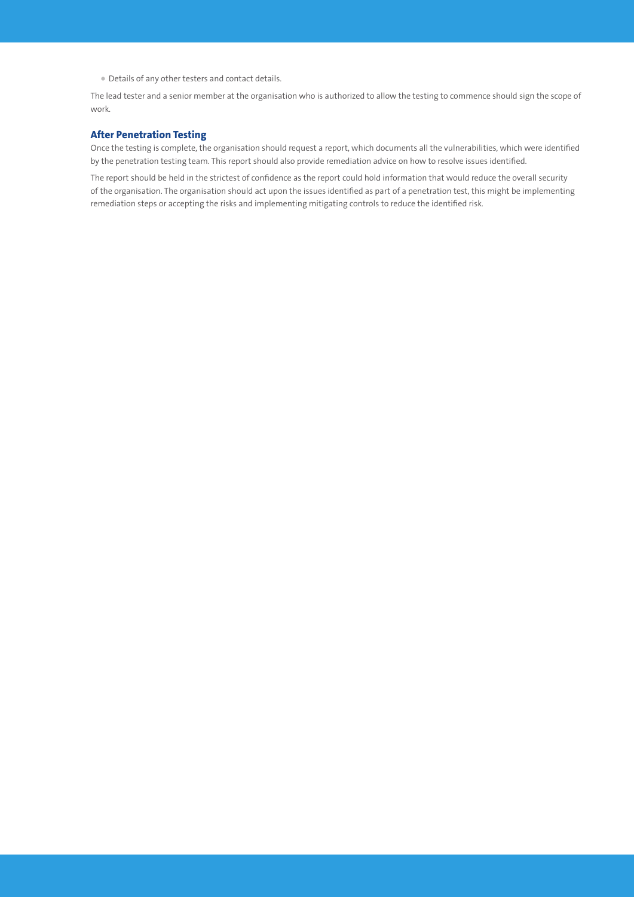- Details of any other testers and contact details.

The lead tester and a senior member at the organisation who is authorized to allow the testing to commence should sign the scope of work.

### After Penetration Testing

Once the testing is complete, the organisation should request a report, which documents all the vulnerabilities, which were identified by the penetration testing team. This report should also provide remediation advice on how to resolve issues identified.

The report should be held in the strictest of confidence as the report could hold information that would reduce the overall security of the organisation. The organisation should act upon the issues identified as part of a penetration test, this might be implementing remediation steps or accepting the risks and implementing mitigating controls to reduce the identified risk.